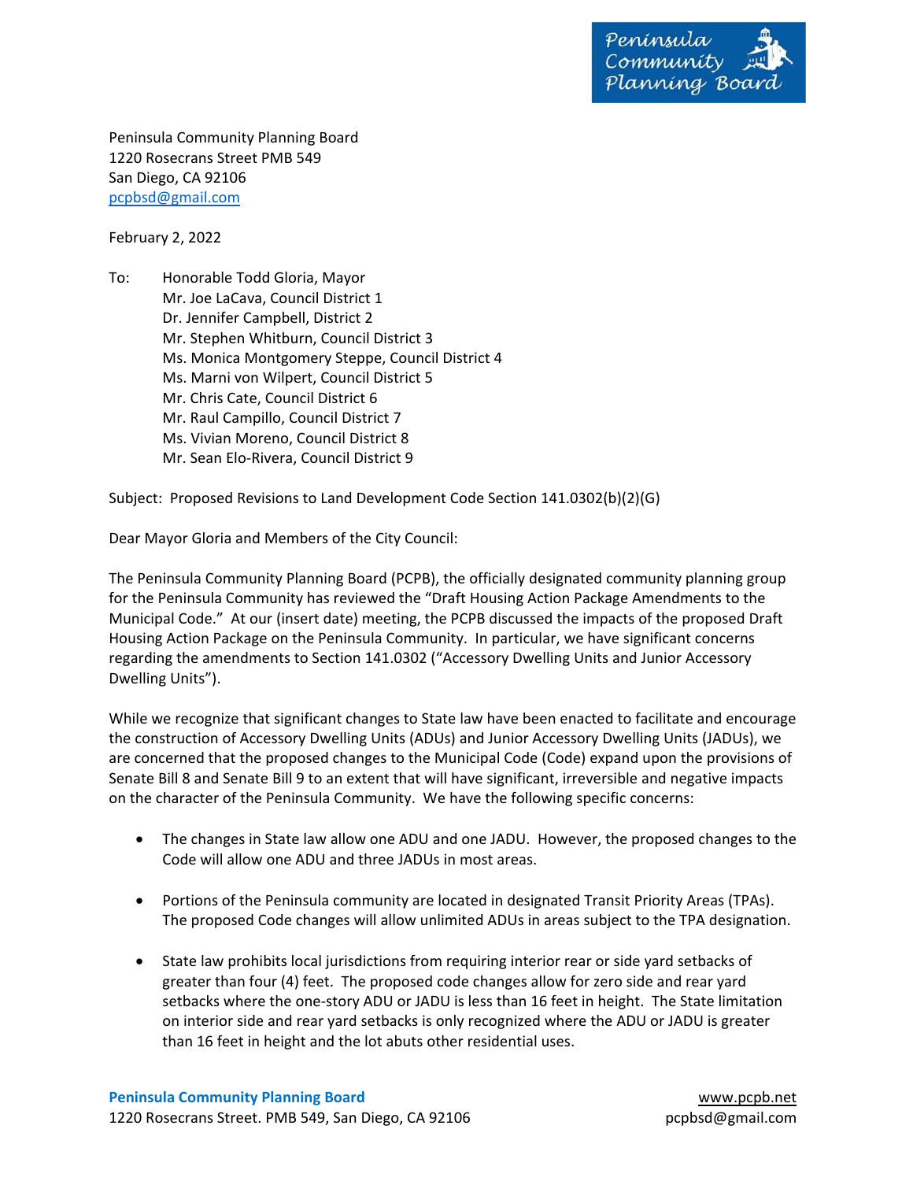Peninsula Community Planning Board
1220 Rosecrans Street PMB 549
San Diego, CA 92106
pcpbsd@gmail.com

February 2, 2022

To: Honorable Todd Gloria, Mayor
Mr. Joe LaCava, Council District 1
Dr. Jennifer Campbell, District 2
Mr. Stephen Whitburn, Council District 3
Ms. Monica Montgomery Steppe, Council District 4
Ms. Marni von Wilpert, Council District 5
Mr. Chris Cate, Council District 6
Mr. Raul Campillo, Council District 7
Ms. Vivian Moreno, Council District 8
Mr. Sean Elo-Rivera, Council District 9

Subject: Proposed Revisions to Land Development Code Section 141.0302(b)(2)(G)

Dear Mayor Gloria and Members of the City Council:

The Peninsula Community Planning Board (PCPB), the officially designated community planning group for the Peninsula Community has reviewed the "Draft Housing Action Package Amendments to the Municipal Code." At our (insert date) meeting, the PCPB discussed the impacts of the proposed Draft Housing Action Package on the Peninsula Community. In particular, we have significant concerns regarding the amendments to Section 141.0302 ("Accessory Dwelling Units and Junior Accessory Dwelling Units").

While we recognize that significant changes to State law have been enacted to facilitate and encourage the construction of Accessory Dwelling Units (ADUs) and Junior Accessory Dwelling Units (JADUs), we are concerned that the proposed changes to the Municipal Code (Code) expand upon the provisions of Senate Bill 8 and Senate Bill 9 to an extent that will have significant, irreversible and negative impacts on the character of the Peninsula Community. We have the following specific concerns:

- The changes in State law allow one ADU and one JADU. However, the proposed changes to the Code will allow one ADU and three JADUs in most areas.
- Portions of the Peninsula community are located in designated Transit Priority Areas (TPAs). The proposed Code changes will allow unlimited ADUs in areas subject to the TPA designation.
- State law prohibits local jurisdictions from requiring interior rear or side yard setbacks of greater than four (4) feet. The proposed code changes allow for zero side and rear yard setbacks where the one-story ADU or JADU is less than 16 feet in height. The State limitation on interior side and rear yard setbacks is only recognized where the ADU or JADU is greater than 16 feet in height and the lot abuts other residential uses.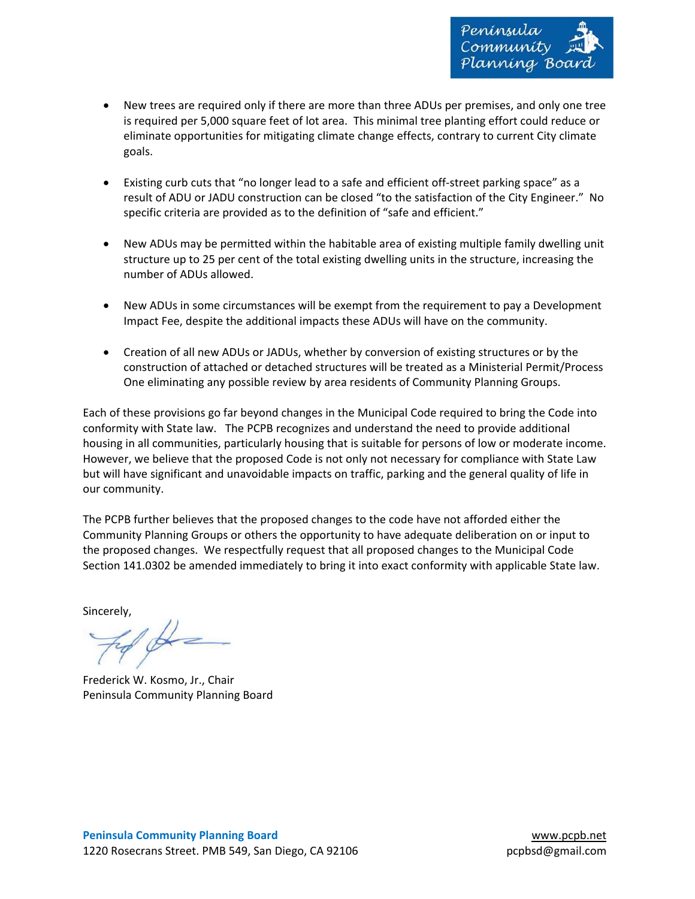- New trees are required only if there are more than three ADUs per premises, and only one tree is required per 5,000 square feet of lot area. This minimal tree planting effort could reduce or eliminate opportunities for mitigating climate change effects, contrary to current City climate goals.

- Existing curb cuts that "no longer lead to a safe and efficient off-street parking space" as a result of ADU or JADU construction can be closed "to the satisfaction of the City Engineer." No specific criteria are provided as to the definition of "safe and efficient."

- New ADUs may be permitted within the habitable area of existing multiple family dwelling unit structure up to 25 per cent of the total existing dwelling units in the structure, increasing the number of ADUs allowed.

- New ADUs in some circumstances will be exempt from the requirement to pay a Development Impact Fee, despite the additional impacts these ADUs will have on the community.

- Creation of all new ADUs or JADUs, whether by conversion of existing structures or by the construction of attached or detached structures will be treated as a Ministerial Permit/Process One eliminating any possible review by area residents of Community Planning Groups.

Each of these provisions go far beyond changes in the Municipal Code required to bring the Code into conformity with State law. The PCPB recognizes and understand the need to provide additional housing in all communities, particularly housing that is suitable for persons of low or moderate income. However, we believe that the proposed Code is not only not necessary for compliance with State Law but will have significant and unavoidable impacts on traffic, parking and the general quality of life in our community.

The PCPB further believes that the proposed changes to the code have not afforded either the Community Planning Groups or others the opportunity to have adequate deliberation on or input to the proposed changes. We respectfully request that all proposed changes to the Municipal Code Section 141.0302 be amended immediately to bring it into exact conformity with applicable State law.

Sincerely,

Frederick W. Kosmo, Jr., Chair
Peninsula Community Planning Board